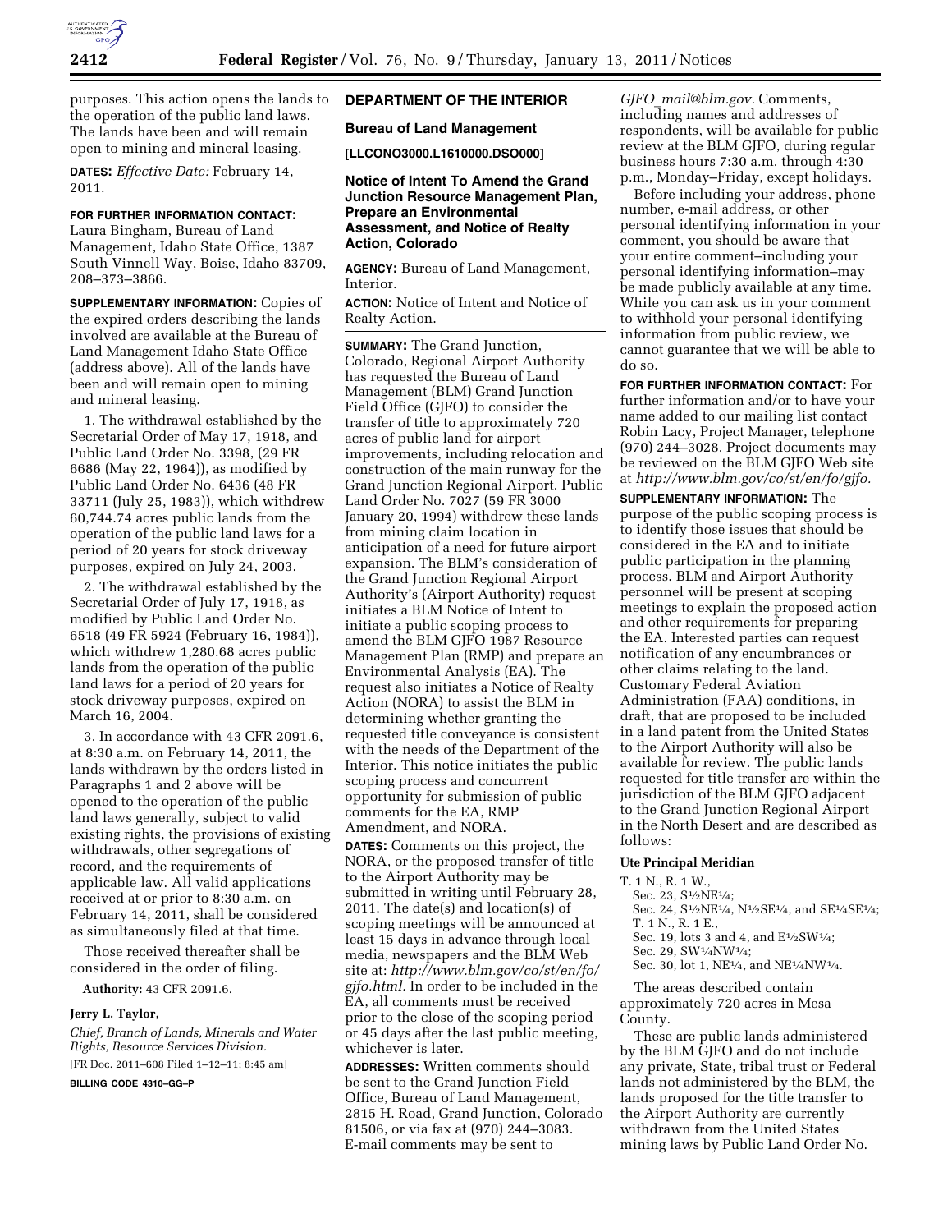purposes. This action opens the lands to the operation of the public land laws. The lands have been and will remain open to mining and mineral leasing.

**DATES:** *Effective Date:* February 14, 2011.

**FOR FURTHER INFORMATION CONTACT:** Laura Bingham, Bureau of Land Management, Idaho State Office, 1387 South Vinnell Way, Boise, Idaho 83709, 208–373–3866.

**SUPPLEMENTARY INFORMATION:** Copies of the expired orders describing the lands involved are available at the Bureau of Land Management Idaho State Office (address above). All of the lands have been and will remain open to mining and mineral leasing.

1. The withdrawal established by the Secretarial Order of May 17, 1918, and Public Land Order No. 3398, (29 FR 6686 (May 22, 1964)), as modified by Public Land Order No. 6436 (48 FR 33711 (July 25, 1983)), which withdrew 60,744.74 acres public lands from the operation of the public land laws for a period of 20 years for stock driveway purposes, expired on July 24, 2003.

2. The withdrawal established by the Secretarial Order of July 17, 1918, as modified by Public Land Order No. 6518 (49 FR 5924 (February 16, 1984)), which withdrew 1,280.68 acres public lands from the operation of the public land laws for a period of 20 years for stock driveway purposes, expired on March 16, 2004.

3. In accordance with 43 CFR 2091.6, at 8:30 a.m. on February 14, 2011, the lands withdrawn by the orders listed in Paragraphs 1 and 2 above will be opened to the operation of the public land laws generally, subject to valid existing rights, the provisions of existing withdrawals, other segregations of record, and the requirements of applicable law. All valid applications received at or prior to 8:30 a.m. on February 14, 2011, shall be considered as simultaneously filed at that time.

Those received thereafter shall be considered in the order of filing.

**Authority:** 43 CFR 2091.6.

**Jerry L. Taylor,**

*Chief, Branch of Lands, Minerals and Water Rights, Resource Services Division.*

[FR Doc. 2011–608 Filed 1–12–11; 8:45 am]

**BILLING CODE 4310–GG–P**

## DEPARTMENT OF THE INTERIOR

### Bureau of Land Management

**[LLCONO3000.L1610000.DSO000]**

### Notice of Intent To Amend the Grand Junction Resource Management Plan, Prepare an Environmental Assessment, and Notice of Realty Action, Colorado

**AGENCY:** Bureau of Land Management, Interior.

**ACTION:** Notice of Intent and Notice of Realty Action.

**SUMMARY:** The Grand Junction, Colorado, Regional Airport Authority has requested the Bureau of Land Management (BLM) Grand Junction Field Office (GJFO) to consider the transfer of title to approximately 720 acres of public land for airport improvements, including relocation and construction of the main runway for the Grand Junction Regional Airport. Public Land Order No. 7027 (59 FR 3000 January 20, 1994) withdrew these lands from mining claim location in anticipation of a need for future airport expansion. The BLM's consideration of the Grand Junction Regional Airport Authority's (Airport Authority) request initiates a BLM Notice of Intent to initiate a public scoping process to amend the BLM GJFO 1987 Resource Management Plan (RMP) and prepare an Environmental Analysis (EA). The request also initiates a Notice of Realty Action (NORA) to assist the BLM in determining whether granting the requested title conveyance is consistent with the needs of the Department of the Interior. This notice initiates the public scoping process and concurrent opportunity for submission of public comments for the EA, RMP Amendment, and NORA.

**DATES:** Comments on this project, the NORA, or the proposed transfer of title to the Airport Authority may be submitted in writing until February 28, 2011. The date(s) and location(s) of scoping meetings will be announced at least 15 days in advance through local media, newspapers and the BLM Web site at: *http://www.blm.gov/co/st/en/fo/gjfo.html.* In order to be included in the EA, all comments must be received prior to the close of the scoping period or 45 days after the last public meeting, whichever is later.

**ADDRESSES:** Written comments should be sent to the Grand Junction Field Office, Bureau of Land Management, 2815 H. Road, Grand Junction, Colorado 81506, or via fax at (970) 244–3083. E-mail comments may be sent to *GJFO_mail@blm.gov.* Comments, including names and addresses of respondents, will be available for public review at the BLM GJFO, during regular business hours 7:30 a.m. through 4:30 p.m., Monday–Friday, except holidays.

Before including your address, phone number, e-mail address, or other personal identifying information in your comment, you should be aware that your entire comment–including your personal identifying information–may be made publicly available at any time. While you can ask us in your comment to withhold your personal identifying information from public review, we cannot guarantee that we will be able to do so.

**FOR FURTHER INFORMATION CONTACT:** For further information and/or to have your name added to our mailing list contact Robin Lacy, Project Manager, telephone (970) 244–3028. Project documents may be reviewed on the BLM GJFO Web site at *http://www.blm.gov/co/st/en/fo/gjfo.*

**SUPPLEMENTARY INFORMATION:** The purpose of the public scoping process is to identify those issues that should be considered in the EA and to initiate public participation in the planning process. BLM and Airport Authority personnel will be present at scoping meetings to explain the proposed action and other requirements for preparing the EA. Interested parties can request notification of any encumbrances or other claims relating to the land. Customary Federal Aviation Administration (FAA) conditions, in draft, that are proposed to be included in a land patent from the United States to the Airport Authority will also be available for review. The public lands requested for title transfer are within the jurisdiction of the BLM GJFO adjacent to the Grand Junction Regional Airport in the North Desert and are described as follows:

**Ute Principal Meridian**

T. 1 N., R. 1 W.,
Sec. 23, S½NE¼;
Sec. 24, S½NE¼, N½SE¼, and S¼SE¼;
T. 1 N., R. 1 E.,
Sec. 19, lots 3 and 4, and E½SW¼;
Sec. 29, SW¼NW¼;
Sec. 30, lot 1, NE¼, and NE¼NW¼.

The areas described contain approximately 720 acres in Mesa County.

These are public lands administered by the BLM GJFO and do not include any private, State, tribal trust or Federal lands not administered by the BLM, the lands proposed for the title transfer to the Airport Authority are currently withdrawn from the United States mining laws by Public Land Order No.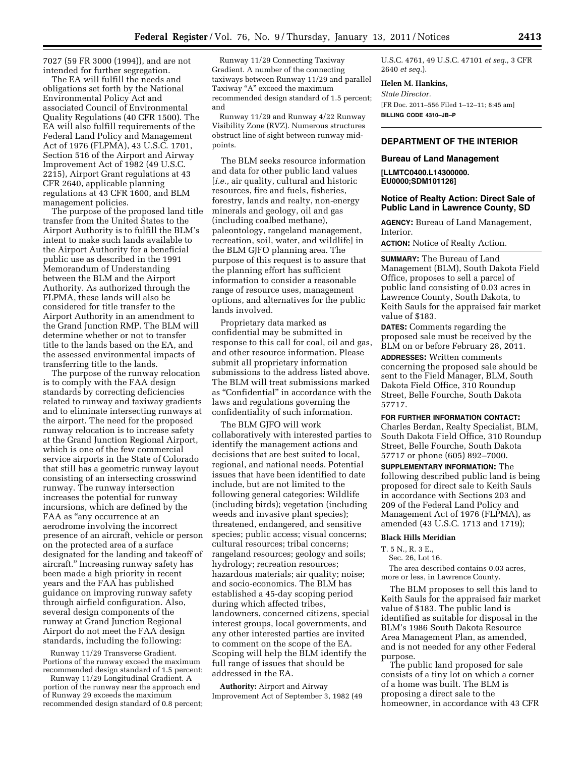7027 (59 FR 3000 (1994)), and are not intended for further segregation.

The EA will fulfill the needs and obligations set forth by the National Environmental Policy Act and associated Council of Environmental Quality Regulations (40 CFR 1500). The EA will also fulfill requirements of the Federal Land Policy and Management Act of 1976 (FLPMA), 43 U.S.C. 1701, Section 516 of the Airport and Airway Improvement Act of 1982 (49 U.S.C. 2215), Airport Grant regulations at 43 CFR 2640, applicable planning regulations at 43 CFR 1600, and BLM management policies.

The purpose of the proposed land title transfer from the United States to the Airport Authority is to fulfill the BLM's intent to make such lands available to the Airport Authority for a beneficial public use as described in the 1991 Memorandum of Understanding between the BLM and the Airport Authority. As authorized through the FLPMA, these lands will also be considered for title transfer to the Airport Authority in an amendment to the Grand Junction RMP. The BLM will determine whether or not to transfer title to the lands based on the EA, and the assessed environmental impacts of transferring title to the lands.

The purpose of the runway relocation is to comply with the FAA design standards by correcting deficiencies related to runway and taxiway gradients and to eliminate intersecting runways at the airport. The need for the proposed runway relocation is to increase safety at the Grand Junction Regional Airport, which is one of the few commercial service airports in the State of Colorado that still has a geometric runway layout consisting of an intersecting crosswind runway. The runway intersection increases the potential for runway incursions, which are defined by the FAA as "any occurrence at an aerodrome involving the incorrect presence of an aircraft, vehicle or person on the protected area of a surface designated for the landing and takeoff of aircraft." Increasing runway safety has been made a high priority in recent years and the FAA has published guidance on improving runway safety through airfield configuration. Also, several design components of the runway at Grand Junction Regional Airport do not meet the FAA design standards, including the following:

Runway 11/29 Transverse Gradient. Portions of the runway exceed the maximum recommended design standard of 1.5 percent;

Runway 11/29 Longitudinal Gradient. A portion of the runway near the approach end of Runway 29 exceeds the maximum recommended design standard of 0.8 percent;

Runway 11/29 Connecting Taxiway Gradient. A number of the connecting taxiways between Runway 11/29 and parallel Taxiway "A" exceed the maximum recommended design standard of 1.5 percent; and

Runway 11/29 and Runway 4/22 Runway Visibility Zone (RVZ). Numerous structures obstruct line of sight between runway mid-points.

The BLM seeks resource information and data for other public land values [*i.e.,* air quality, cultural and historic resources, fire and fuels, fisheries, forestry, lands and realty, non-energy minerals and geology, oil and gas (including coalbed methane), paleontology, rangeland management, recreation, soil, water, and wildlife] in the BLM GJFO planning area. The purpose of this request is to assure that the planning effort has sufficient information to consider a reasonable range of resource uses, management options, and alternatives for the public lands involved.

Proprietary data marked as confidential may be submitted in response to this call for coal, oil and gas, and other resource information. Please submit all proprietary information submissions to the address listed above. The BLM will treat submissions marked as "Confidential" in accordance with the laws and regulations governing the confidentiality of such information.

The BLM GJFO will work collaboratively with interested parties to identify the management actions and decisions that are best suited to local, regional, and national needs. Potential issues that have been identified to date include, but are not limited to the following general categories: Wildlife (including birds); vegetation (including weeds and invasive plant species); threatened, endangered, and sensitive species; public access; visual concerns; cultural resources; tribal concerns; rangeland resources; geology and soils; hydrology; recreation resources; hazardous materials; air quality; noise; and socio-economics. The BLM has established a 45-day scoping period during which affected tribes, landowners, concerned citizens, special interest groups, local governments, and any other interested parties are invited to comment on the scope of the EA. Scoping will help the BLM identify the full range of issues that should be addressed in the EA.

**Authority:** Airport and Airway Improvement Act of September 3, 1982 (49 U.S.C. 4761, 49 U.S.C. 47101 *et seq.,* 3 CFR 2640 *et seq.*).

**Helen M. Hankins,**

*State Director.*

[FR Doc. 2011–556 Filed 1–12–11; 8:45 am]

**BILLING CODE 4310–JB–P**

## DEPARTMENT OF THE INTERIOR

### Bureau of Land Management

**[LLMTC0400.L14300000.EU0000;SDM101126]**

### Notice of Realty Action: Direct Sale of Public Land in Lawrence County, SD

**AGENCY:** Bureau of Land Management, Interior.

**ACTION:** Notice of Realty Action.

**SUMMARY:** The Bureau of Land Management (BLM), South Dakota Field Office, proposes to sell a parcel of public land consisting of 0.03 acres in Lawrence County, South Dakota, to Keith Sauls for the appraised fair market value of $183.

**DATES:** Comments regarding the proposed sale must be received by the BLM on or before February 28, 2011.

**ADDRESSES:** Written comments concerning the proposed sale should be sent to the Field Manager, BLM, South Dakota Field Office, 310 Roundup Street, Belle Fourche, South Dakota 57717.

**FOR FURTHER INFORMATION CONTACT:** Charles Berdan, Realty Specialist, BLM, South Dakota Field Office, 310 Roundup Street, Belle Fourche, South Dakota 57717 or phone (605) 892–7000.

**SUPPLEMENTARY INFORMATION:** The following described public land is being proposed for direct sale to Keith Sauls in accordance with Sections 203 and 209 of the Federal Land Policy and Management Act of 1976 (FLPMA), as amended (43 U.S.C. 1713 and 1719);

**Black Hills Meridian**

T. 5 N., R. 3 E.,

Sec. 26, Lot 16.

The area described contains 0.03 acres, more or less, in Lawrence County.

The BLM proposes to sell this land to Keith Sauls for the appraised fair market value of $183. The public land is identified as suitable for disposal in the BLM's 1986 South Dakota Resource Area Management Plan, as amended, and is not needed for any other Federal purpose.

The public land proposed for sale consists of a tiny lot on which a corner of a home was built. The BLM is proposing a direct sale to the homeowner, in accordance with 43 CFR